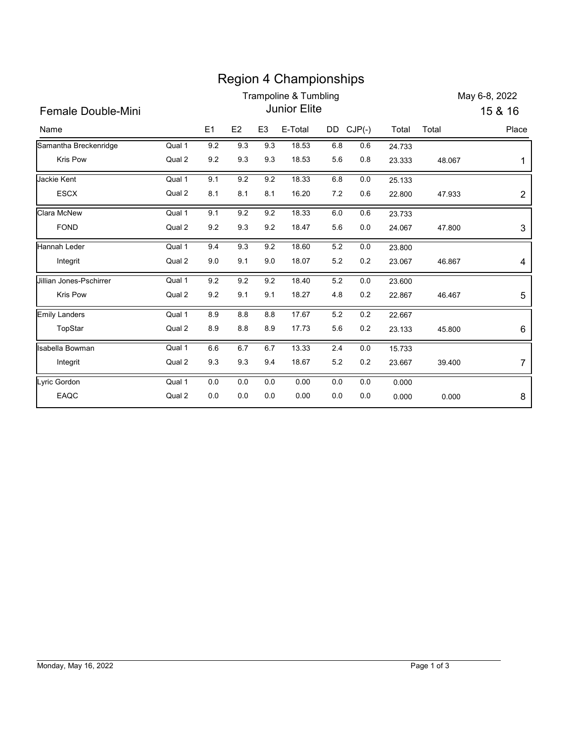# Region 4 Championships

## Trampoline & Tumbling

May 6-8, 2022

### Female Double-Mini — Junior Elite — 15 & 16

| Name | | E1 | E2 | E3 | E-Total | DD | CJP(-) | Total | Total | Place |
|---|---|---|---|---|---|---|---|---|---|---|
| Samantha Breckenridge | Qual 1 | 9.2 | 9.3 | 9.3 | 18.53 | 6.8 | 0.6 | 24.733 | | |
| Kris Pow | Qual 2 | 9.2 | 9.3 | 9.3 | 18.53 | 5.6 | 0.8 | 23.333 | 48.067 | 1 |
| Jackie Kent | Qual 1 | 9.1 | 9.2 | 9.2 | 18.33 | 6.8 | 0.0 | 25.133 | | |
| ESCX | Qual 2 | 8.1 | 8.1 | 8.1 | 16.20 | 7.2 | 0.6 | 22.800 | 47.933 | 2 |
| Clara McNew | Qual 1 | 9.1 | 9.2 | 9.2 | 18.33 | 6.0 | 0.6 | 23.733 | | |
| FOND | Qual 2 | 9.2 | 9.3 | 9.2 | 18.47 | 5.6 | 0.0 | 24.067 | 47.800 | 3 |
| Hannah Leder | Qual 1 | 9.4 | 9.3 | 9.2 | 18.60 | 5.2 | 0.0 | 23.800 | | |
| Integrit | Qual 2 | 9.0 | 9.1 | 9.0 | 18.07 | 5.2 | 0.2 | 23.067 | 46.867 | 4 |
| Jillian Jones-Pschirrer | Qual 1 | 9.2 | 9.2 | 9.2 | 18.40 | 5.2 | 0.0 | 23.600 | | |
| Kris Pow | Qual 2 | 9.2 | 9.1 | 9.1 | 18.27 | 4.8 | 0.2 | 22.867 | 46.467 | 5 |
| Emily Landers | Qual 1 | 8.9 | 8.8 | 8.8 | 17.67 | 5.2 | 0.2 | 22.667 | | |
| TopStar | Qual 2 | 8.9 | 8.8 | 8.9 | 17.73 | 5.6 | 0.2 | 23.133 | 45.800 | 6 |
| Isabella Bowman | Qual 1 | 6.6 | 6.7 | 6.7 | 13.33 | 2.4 | 0.0 | 15.733 | | |
| Integrit | Qual 2 | 9.3 | 9.3 | 9.4 | 18.67 | 5.2 | 0.2 | 23.667 | 39.400 | 7 |
| Lyric Gordon | Qual 1 | 0.0 | 0.0 | 0.0 | 0.00 | 0.0 | 0.0 | 0.000 | | |
| EAQC | Qual 2 | 0.0 | 0.0 | 0.0 | 0.00 | 0.0 | 0.0 | 0.000 | 0.000 | 8 |

Monday, May 16, 2022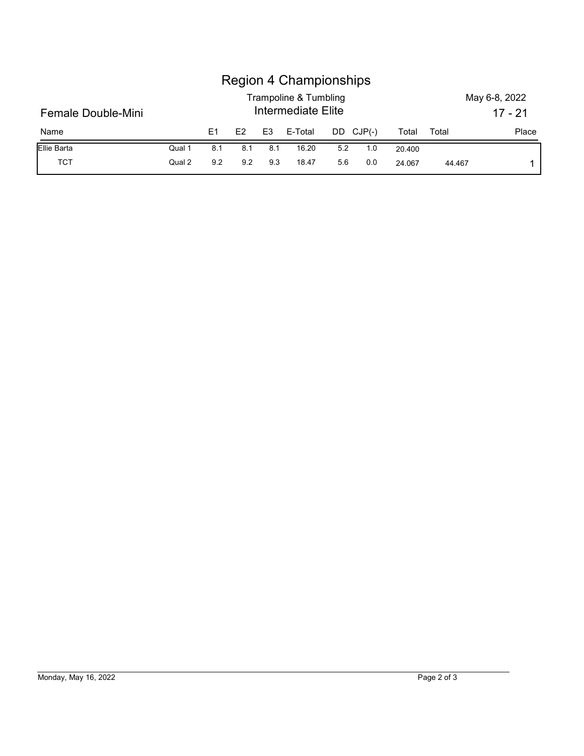# Region 4 Championships

## Trampoline & Tumbling

May 6-8, 2022

### Female Double-Mini

## Intermediate Elite

17 - 21

| Name | | E1 | E2 | E3 | E-Total | DD | CJP(-) | Total | Total | Place |
|---|---|---|---|---|---|---|---|---|---|---|
| Ellie Barta | Qual 1 | 8.1 | 8.1 | 8.1 | 16.20 | 5.2 | 1.0 | 20.400 | | |
| TCT | Qual 2 | 9.2 | 9.2 | 9.3 | 18.47 | 5.6 | 0.0 | 24.067 | 44.467 | 1 |

Monday, May 16, 2022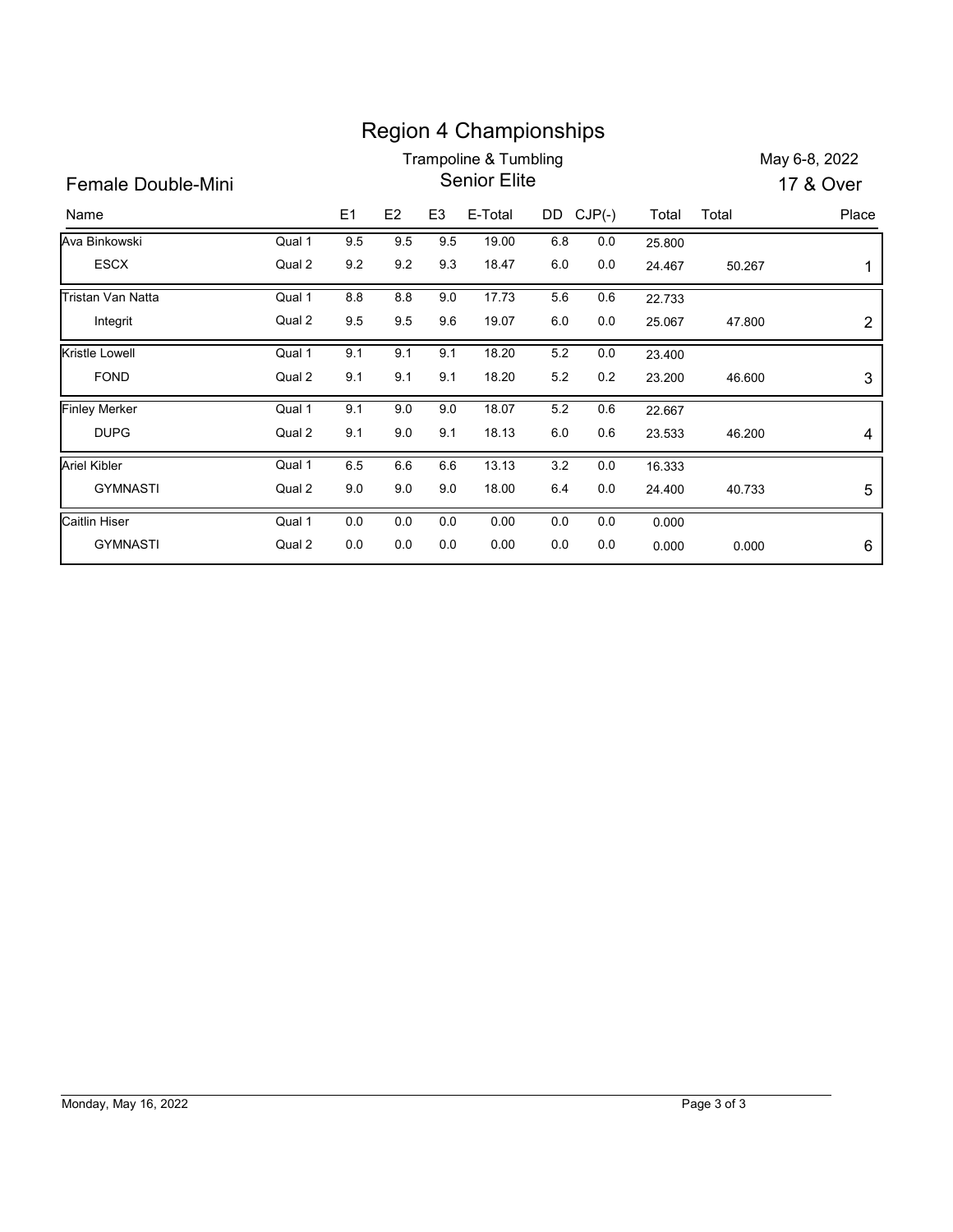# Region 4 Championships

## Trampoline & Tumbling

May 6-8, 2022

## Female Double-Mini

### Senior Elite

17 & Over

| Name | | E1 | E2 | E3 | E-Total | DD | CJP(-) | Total | Total | Place |
|---|---|---|---|---|---|---|---|---|---|---|
| Ava Binkowski | Qual 1 | 9.5 | 9.5 | 9.5 | 19.00 | 6.8 | 0.0 | 25.800 | | |
| ESCX | Qual 2 | 9.2 | 9.2 | 9.3 | 18.47 | 6.0 | 0.0 | 24.467 | 50.267 | 1 |
| Tristan Van Natta | Qual 1 | 8.8 | 8.8 | 9.0 | 17.73 | 5.6 | 0.6 | 22.733 | | |
| Integrit | Qual 2 | 9.5 | 9.5 | 9.6 | 19.07 | 6.0 | 0.0 | 25.067 | 47.800 | 2 |
| Kristle Lowell | Qual 1 | 9.1 | 9.1 | 9.1 | 18.20 | 5.2 | 0.0 | 23.400 | | |
| FOND | Qual 2 | 9.1 | 9.1 | 9.1 | 18.20 | 5.2 | 0.2 | 23.200 | 46.600 | 3 |
| Finley Merker | Qual 1 | 9.1 | 9.0 | 9.0 | 18.07 | 5.2 | 0.6 | 22.667 | | |
| DUPG | Qual 2 | 9.1 | 9.0 | 9.1 | 18.13 | 6.0 | 0.6 | 23.533 | 46.200 | 4 |
| Ariel Kibler | Qual 1 | 6.5 | 6.6 | 6.6 | 13.13 | 3.2 | 0.0 | 16.333 | | |
| GYMNASTI | Qual 2 | 9.0 | 9.0 | 9.0 | 18.00 | 6.4 | 0.0 | 24.400 | 40.733 | 5 |
| Caitlin Hiser | Qual 1 | 0.0 | 0.0 | 0.0 | 0.00 | 0.0 | 0.0 | 0.000 | | |
| GYMNASTI | Qual 2 | 0.0 | 0.0 | 0.0 | 0.00 | 0.0 | 0.0 | 0.000 | 0.000 | 6 |

Monday, May 16, 2022